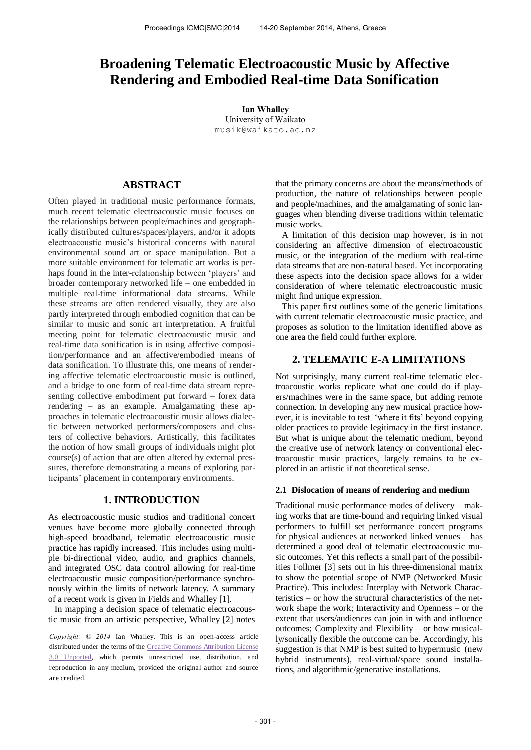# Broadening Telematic Electroacoustic Music by Affective Rendering and Embodied Real-time Data Sonification

**Ian Whalley**
University of Waikato
musik@waikato.ac.nz

## ABSTRACT

Often played in traditional music performance formats, much recent telematic electroacoustic music focuses on the relationships between people/machines and geographically distributed cultures/spaces/players, and/or it adopts electroacoustic music's historical concerns with natural environmental sound art or space manipulation. But a more suitable environment for telematic art works is perhaps found in the inter-relationship between 'players' and broader contemporary networked life – one embedded in multiple real-time informational data streams. While these streams are often rendered visually, they are also partly interpreted through embodied cognition that can be similar to music and sonic art interpretation. A fruitful meeting point for telematic electroacoustic music and real-time data sonification is in using affective composition/performance and an affective/embodied means of data sonification. To illustrate this, one means of rendering affective telematic electroacoustic music is outlined, and a bridge to one form of real-time data stream representing collective embodiment put forward – forex data rendering – as an example. Amalgamating these approaches in telematic electroacoustic music allows dialectic between networked performers/composers and clusters of collective behaviors. Artistically, this facilitates the notion of how small groups of individuals might plot course(s) of action that are often altered by external pressures, therefore demonstrating a means of exploring participants' placement in contemporary environments.

## 1. INTRODUCTION

As electroacoustic music studios and traditional concert venues have become more globally connected through high-speed broadband, telematic electroacoustic music practice has rapidly increased. This includes using multiple bi-directional video, audio, and graphics channels, and integrated OSC data control allowing for real-time electroacoustic music composition/performance synchronously within the limits of network latency. A summary of a recent work is given in Fields and Whalley [1].

In mapping a decision space of telematic electroacoustic music from an artistic perspective, Whalley [2] notes that the primary concerns are about the means/methods of production, the nature of relationships between people and people/machines, and the amalgamating of sonic languages when blending diverse traditions within telematic music works.

A limitation of this decision map however, is in not considering an affective dimension of electroacoustic music, or the integration of the medium with real-time data streams that are non-natural based. Yet incorporating these aspects into the decision space allows for a wider consideration of where telematic electroacoustic music might find unique expression.

This paper first outlines some of the generic limitations with current telematic electroacoustic music practice, and proposes as solution to the limitation identified above as one area the field could further explore.

*Copyright: © 2014 Ian Whalley. This is an open-access article distributed under the terms of the Creative Commons Attribution License 3.0 Unported, which permits unrestricted use, distribution, and reproduction in any medium, provided the original author and source are credited.*

## 2. TELEMATIC E-A LIMITATIONS

Not surprisingly, many current real-time telematic electroacoustic works replicate what one could do if players/machines were in the same space, but adding remote connection. In developing any new musical practice however, it is inevitable to test 'where it fits' beyond copying older practices to provide legitimacy in the first instance. But what is unique about the telematic medium, beyond the creative use of network latency or conventional electroacoustic music practices, largely remains to be explored in an artistic if not theoretical sense.

### 2.1 Dislocation of means of rendering and medium

Traditional music performance modes of delivery – making works that are time-bound and requiring linked visual performers to fulfill set performance concert programs for physical audiences at networked linked venues – has determined a good deal of telematic electroacoustic music outcomes. Yet this reflects a small part of the possibilities Follmer [3] sets out in his three-dimensional matrix to show the potential scope of NMP (Networked Music Practice). This includes: Interplay with Network Characteristics – or how the structural characteristics of the network shape the work; Interactivity and Openness – or the extent that users/audiences can join in with and influence outcomes; Complexity and Flexibility – or how musically/sonically flexible the outcome can be. Accordingly, his suggestion is that NMP is best suited to hypermusic (new hybrid instruments), real-virtual/space sound installations, and algorithmic/generative installations.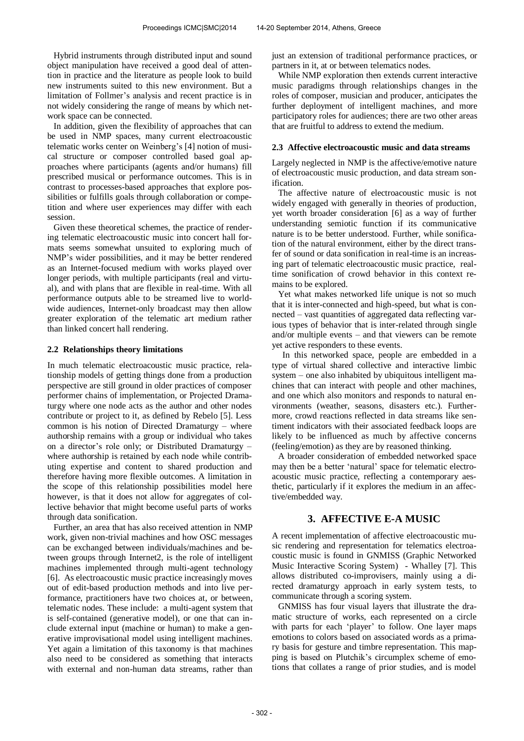Hybrid instruments through distributed input and sound object manipulation have received a good deal of attention in practice and the literature as people look to build new instruments suited to this new environment. But a limitation of Follmer's analysis and recent practice is in not widely considering the range of means by which network space can be connected.

In addition, given the flexibility of approaches that can be used in NMP spaces, many current electroacoustic telematic works center on Weinberg's [4] notion of musical structure or composer controlled based goal approaches where participants (agents and/or humans) fill prescribed musical or performance outcomes. This is in contrast to processes-based approaches that explore possibilities or fulfills goals through collaboration or competition and where user experiences may differ with each session.

Given these theoretical schemes, the practice of rendering telematic electroacoustic music into concert hall formats seems somewhat unsuited to exploring much of NMP's wider possibilities, and it may be better rendered as an Internet-focused medium with works played over longer periods, with multiple participants (real and virtual), and with plans that are flexible in real-time. With all performance outputs able to be streamed live to worldwide audiences, Internet-only broadcast may then allow greater exploration of the telematic art medium rather than linked concert hall rendering.

### 2.2 Relationships theory limitations

In much telematic electroacoustic music practice, relationship models of getting things done from a production perspective are still ground in older practices of composer performer chains of implementation, or Projected Dramaturgy where one node acts as the author and other nodes contribute or project to it, as defined by Rebelo [5]. Less common is his notion of Directed Dramaturgy – where authorship remains with a group or individual who takes on a director's role only; or Distributed Dramaturgy – where authorship is retained by each node while contributing expertise and content to shared production and therefore having more flexible outcomes. A limitation in the scope of this relationship possibilities model here however, is that it does not allow for aggregates of collective behavior that might become useful parts of works through data sonification.

Further, an area that has also received attention in NMP work, given non-trivial machines and how OSC messages can be exchanged between individuals/machines and between groups through Internet2, is the role of intelligent machines implemented through multi-agent technology [6]. As electroacoustic music practice increasingly moves out of edit-based production methods and into live performance, practitioners have two choices at, or between, telematic nodes. These include: a multi-agent system that is self-contained (generative model), or one that can include external input (machine or human) to make a generative improvisational model using intelligent machines. Yet again a limitation of this taxonomy is that machines also need to be considered as something that interacts with external and non-human data streams, rather than just an extension of traditional performance practices, or partners in it, at or between telematics nodes.

While NMP exploration then extends current interactive music paradigms through relationships changes in the roles of composer, musician and producer, anticipates the further deployment of intelligent machines, and more participatory roles for audiences; there are two other areas that are fruitful to address to extend the medium.

### 2.3 Affective electroacoustic music and data streams

Largely neglected in NMP is the affective/emotive nature of electroacoustic music production, and data stream sonification.

The affective nature of electroacoustic music is not widely engaged with generally in theories of production, yet worth broader consideration [6] as a way of further understanding semiotic function if its communicative nature is to be better understood. Further, while sonification of the natural environment, either by the direct transfer of sound or data sonification in real-time is an increasing part of telematic electroacoustic music practice, real-time sonification of crowd behavior in this context remains to be explored.

Yet what makes networked life unique is not so much that it is inter-connected and high-speed, but what is connected – vast quantities of aggregated data reflecting various types of behavior that is inter-related through single and/or multiple events – and that viewers can be remote yet active responders to these events.

In this networked space, people are embedded in a type of virtual shared collective and interactive limbic system – one also inhabited by ubiquitous intelligent machines that can interact with people and other machines, and one which also monitors and responds to natural environments (weather, seasons, disasters etc.). Furthermore, crowd reactions reflected in data streams like sentiment indicators with their associated feedback loops are likely to be influenced as much by affective concerns (feeling/emotion) as they are by reasoned thinking.

A broader consideration of embedded networked space may then be a better 'natural' space for telematic electroacoustic music practice, reflecting a contemporary aesthetic, particularly if it explores the medium in an affective/embedded way.

## 3. AFFECTIVE E-A MUSIC

A recent implementation of affective electroacoustic music rendering and representation for telematics electroacoustic music is found in GNMISS (Graphic Networked Music Interactive Scoring System) - Whalley [7]. This allows distributed co-improvisers, mainly using a directed dramaturgy approach in early system tests, to communicate through a scoring system.

GNMISS has four visual layers that illustrate the dramatic structure of works, each represented on a circle with parts for each 'player' to follow. One layer maps emotions to colors based on associated words as a primary basis for gesture and timbre representation. This mapping is based on Plutchik's circumplex scheme of emotions that collates a range of prior studies, and is model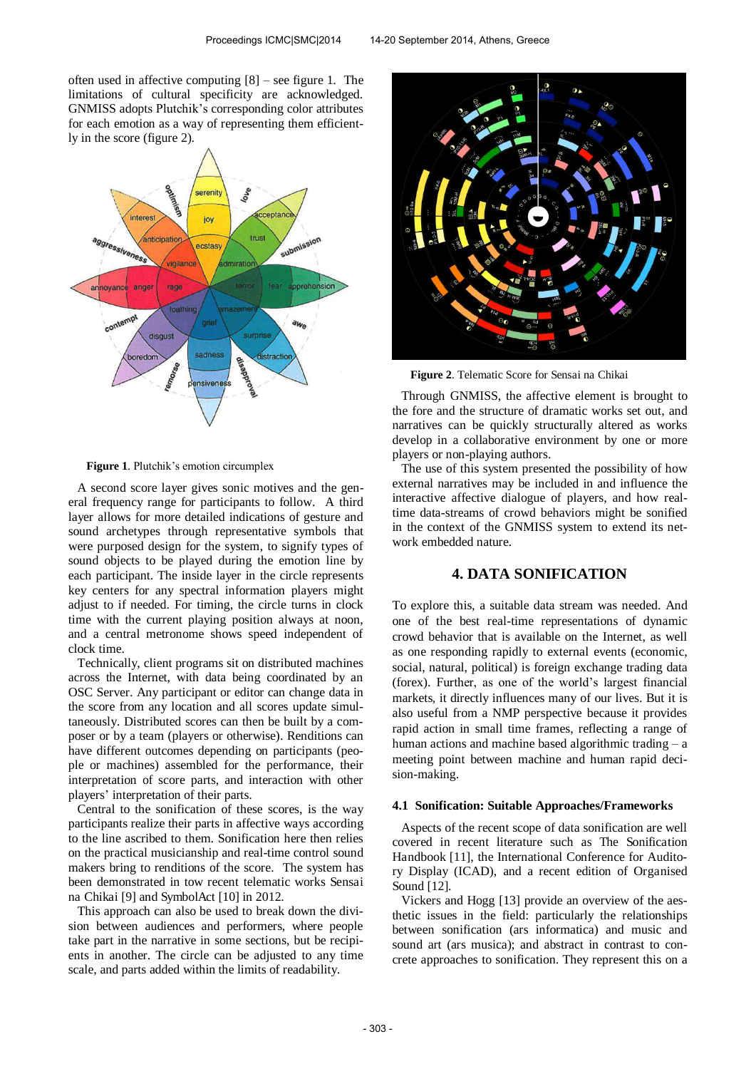often used in affective computing [8] – see figure 1. The limitations of cultural specificity are acknowledged. GNMISS adopts Plutchik's corresponding color attributes for each emotion as a way of representing them efficiently in the score (figure 2).

**Figure 1**. Plutchik's emotion circumplex

A second score layer gives sonic motives and the general frequency range for participants to follow. A third layer allows for more detailed indications of gesture and sound archetypes through representative symbols that were purposed design for the system, to signify types of sound objects to be played during the emotion line by each participant. The inside layer in the circle represents key centers for any spectral information players might adjust to if needed. For timing, the circle turns in clock time with the current playing position always at noon, and a central metronome shows speed independent of clock time.

Technically, client programs sit on distributed machines across the Internet, with data being coordinated by an OSC Server. Any participant or editor can change data in the score from any location and all scores update simultaneously. Distributed scores can then be built by a composer or by a team (players or otherwise). Renditions can have different outcomes depending on participants (people or machines) assembled for the performance, their interpretation of score parts, and interaction with other players' interpretation of their parts.

Central to the sonification of these scores, is the way participants realize their parts in affective ways according to the line ascribed to them. Sonification here then relies on the practical musicianship and real-time control sound makers bring to renditions of the score. The system has been demonstrated in tow recent telematic works Sensai na Chikai [9] and SymbolAct [10] in 2012.

This approach can also be used to break down the division between audiences and performers, where people take part in the narrative in some sections, but be recipients in another. The circle can be adjusted to any time scale, and parts added within the limits of readability.

**Figure 2**. Telematic Score for Sensai na Chikai

Through GNMISS, the affective element is brought to the fore and the structure of dramatic works set out, and narratives can be quickly structurally altered as works develop in a collaborative environment by one or more players or non-playing authors.

The use of this system presented the possibility of how external narratives may be included in and influence the interactive affective dialogue of players, and how real-time data-streams of crowd behaviors might be sonified in the context of the GNMISS system to extend its network embedded nature.

## 4. DATA SONIFICATION

To explore this, a suitable data stream was needed. And one of the best real-time representations of dynamic crowd behavior that is available on the Internet, as well as one responding rapidly to external events (economic, social, natural, political) is foreign exchange trading data (forex). Further, as one of the world's largest financial markets, it directly influences many of our lives. But it is also useful from a NMP perspective because it provides rapid action in small time frames, reflecting a range of human actions and machine based algorithmic trading – a meeting point between machine and human rapid decision-making.

### 4.1 Sonification: Suitable Approaches/Frameworks

Aspects of the recent scope of data sonification are well covered in recent literature such as The Sonification Handbook [11], the International Conference for Auditory Display (ICAD), and a recent edition of Organised Sound [12].

Vickers and Hogg [13] provide an overview of the aesthetic issues in the field: particularly the relationships between sonification (ars informatica) and music and sound art (ars musica); and abstract in contrast to concrete approaches to sonification. They represent this on a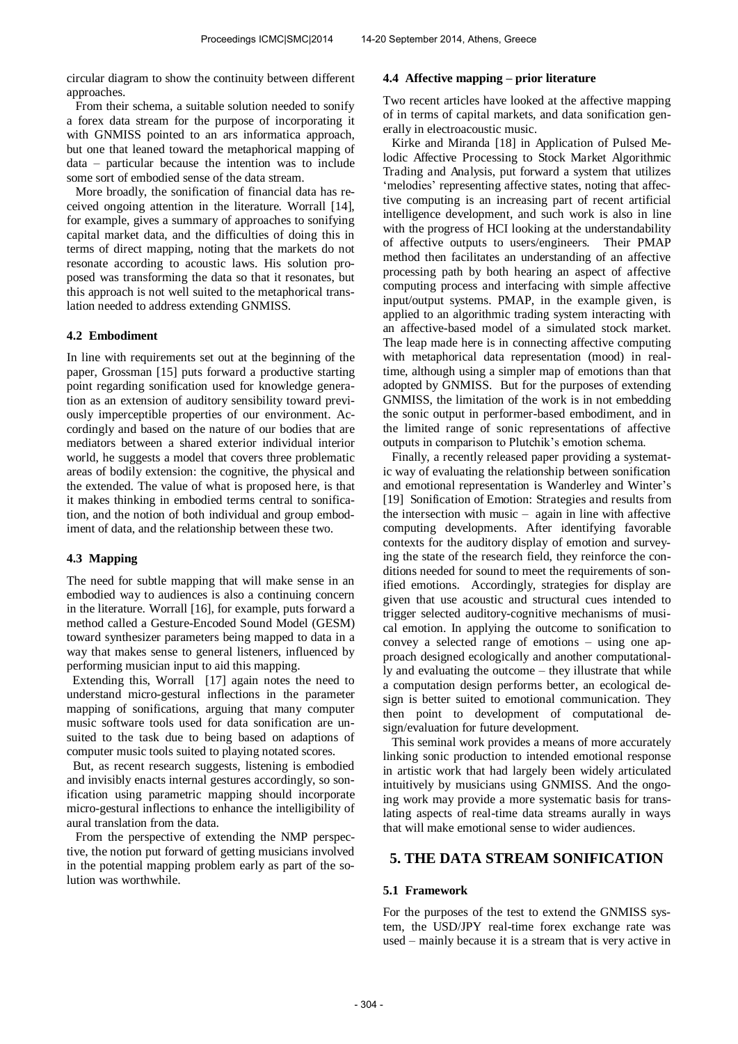circular diagram to show the continuity between different approaches.

From their schema, a suitable solution needed to sonify a forex data stream for the purpose of incorporating it with GNMISS pointed to an ars informatica approach, but one that leaned toward the metaphorical mapping of data – particular because the intention was to include some sort of embodied sense of the data stream.

More broadly, the sonification of financial data has received ongoing attention in the literature. Worrall [14], for example, gives a summary of approaches to sonifying capital market data, and the difficulties of doing this in terms of direct mapping, noting that the markets do not resonate according to acoustic laws. His solution proposed was transforming the data so that it resonates, but this approach is not well suited to the metaphorical translation needed to address extending GNMISS.

### 4.2 Embodiment

In line with requirements set out at the beginning of the paper, Grossman [15] puts forward a productive starting point regarding sonification used for knowledge generation as an extension of auditory sensibility toward previously imperceptible properties of our environment. Accordingly and based on the nature of our bodies that are mediators between a shared exterior individual interior world, he suggests a model that covers three problematic areas of bodily extension: the cognitive, the physical and the extended. The value of what is proposed here, is that it makes thinking in embodied terms central to sonification, and the notion of both individual and group embodiment of data, and the relationship between these two.

### 4.3 Mapping

The need for subtle mapping that will make sense in an embodied way to audiences is also a continuing concern in the literature. Worrall [16], for example, puts forward a method called a Gesture-Encoded Sound Model (GESM) toward synthesizer parameters being mapped to data in a way that makes sense to general listeners, influenced by performing musician input to aid this mapping.

Extending this, Worrall [17] again notes the need to understand micro-gestural inflections in the parameter mapping of sonifications, arguing that many computer music software tools used for data sonification are unsuited to the task due to being based on adaptions of computer music tools suited to playing notated scores.

But, as recent research suggests, listening is embodied and invisibly enacts internal gestures accordingly, so sonification using parametric mapping should incorporate micro-gestural inflections to enhance the intelligibility of aural translation from the data.

From the perspective of extending the NMP perspective, the notion put forward of getting musicians involved in the potential mapping problem early as part of the solution was worthwhile.

### 4.4 Affective mapping – prior literature

Two recent articles have looked at the affective mapping of in terms of capital markets, and data sonification generally in electroacoustic music.

Kirke and Miranda [18] in Application of Pulsed Melodic Affective Processing to Stock Market Algorithmic Trading and Analysis, put forward a system that utilizes 'melodies' representing affective states, noting that affective computing is an increasing part of recent artificial intelligence development, and such work is also in line with the progress of HCI looking at the understandability of affective outputs to users/engineers. Their PMAP method then facilitates an understanding of an affective processing path by both hearing an aspect of affective computing process and interfacing with simple affective input/output systems. PMAP, in the example given, is applied to an algorithmic trading system interacting with an affective-based model of a simulated stock market. The leap made here is in connecting affective computing with metaphorical data representation (mood) in real-time, although using a simpler map of emotions than that adopted by GNMISS. But for the purposes of extending GNMISS, the limitation of the work is in not embedding the sonic output in performer-based embodiment, and in the limited range of sonic representations of affective outputs in comparison to Plutchik's emotion schema.

Finally, a recently released paper providing a systematic way of evaluating the relationship between sonification and emotional representation is Wanderley and Winter's [19] Sonification of Emotion: Strategies and results from the intersection with music – again in line with affective computing developments. After identifying favorable contexts for the auditory display of emotion and surveying the state of the research field, they reinforce the conditions needed for sound to meet the requirements of sonified emotions. Accordingly, strategies for display are given that use acoustic and structural cues intended to trigger selected auditory-cognitive mechanisms of musical emotion. In applying the outcome to sonification to convey a selected range of emotions – using one approach designed ecologically and another computationally and evaluating the outcome – they illustrate that while a computation design performs better, an ecological design is better suited to emotional communication. They then point to development of computational design/evaluation for future development.

This seminal work provides a means of more accurately linking sonic production to intended emotional response in artistic work that had largely been widely articulated intuitively by musicians using GNMISS. And the ongoing work may provide a more systematic basis for translating aspects of real-time data streams aurally in ways that will make emotional sense to wider audiences.

## 5. THE DATA STREAM SONIFICATION

### 5.1 Framework

For the purposes of the test to extend the GNMISS system, the USD/JPY real-time forex exchange rate was used – mainly because it is a stream that is very active in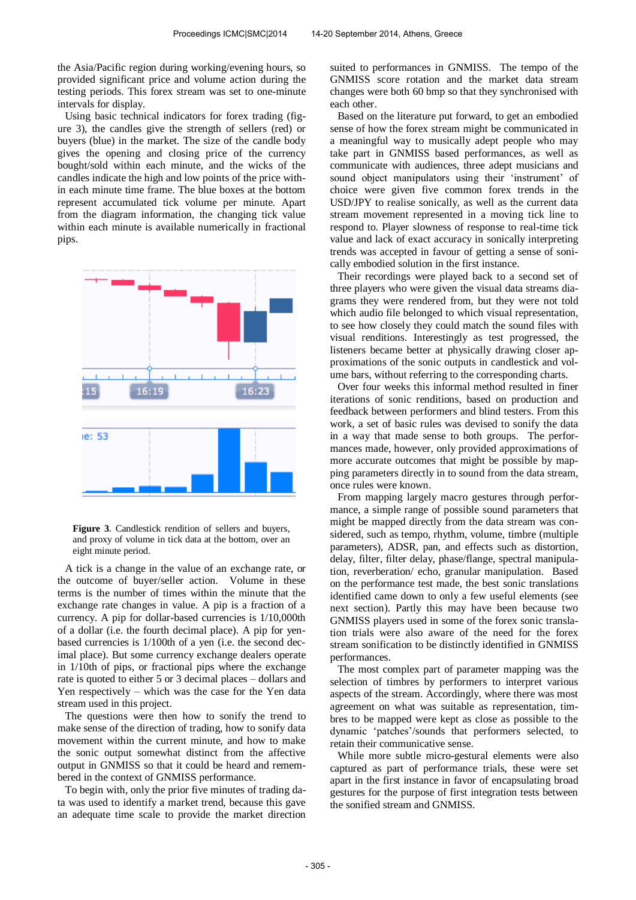the Asia/Pacific region during working/evening hours, so provided significant price and volume action during the testing periods. This forex stream was set to one-minute intervals for display.

Using basic technical indicators for forex trading (figure 3), the candles give the strength of sellers (red) or buyers (blue) in the market. The size of the candle body gives the opening and closing price of the currency bought/sold within each minute, and the wicks of the candles indicate the high and low points of the price within each minute time frame. The blue boxes at the bottom represent accumulated tick volume per minute. Apart from the diagram information, the changing tick value within each minute is available numerically in fractional pips.

**Figure 3**. Candlestick rendition of sellers and buyers, and proxy of volume in tick data at the bottom, over an eight minute period.

A tick is a change in the value of an exchange rate, or the outcome of buyer/seller action. Volume in these terms is the number of times within the minute that the exchange rate changes in value. A pip is a fraction of a currency. A pip for dollar-based currencies is 1/10,000th of a dollar (i.e. the fourth decimal place). A pip for yen-based currencies is 1/100th of a yen (i.e. the second decimal place). But some currency exchange dealers operate in 1/10th of pips, or fractional pips where the exchange rate is quoted to either 5 or 3 decimal places – dollars and Yen respectively – which was the case for the Yen data stream used in this project.

The questions were then how to sonify the trend to make sense of the direction of trading, how to sonify the movement within the current minute, and how to make the sonic output somewhat distinct from the affective output in GNMISS so that it could be heard and remembered in the context of GNMISS performance.

To begin with, only the prior five minutes of trading data was used to identify a market trend, because this gave an adequate time scale to provide the market direction suited to performances in GNMISS. The tempo of the GNMISS score rotation and the market data stream changes were both 60 bmp so that they synchronised with each other.

Based on the literature put forward, to get an embodied sense of how the forex stream might be communicated in a meaningful way to musically adept people who may take part in GNMISS based performances, as well as communicate with audiences, three adept musicians and sound object manipulators using their 'instrument' of choice were given five common forex trends in the USD/JPY to realise sonically, as well as the current data stream movement represented in a moving tick line to respond to. Player slowness of response to real-time tick value and lack of exact accuracy in sonically interpreting trends was accepted in favour of getting a sense of sonically embodied solution in the first instance.

Their recordings were played back to a second set of three players who were given the visual data streams diagrams they were rendered from, but they were not told which audio file belonged to which visual representation, to see how closely they could match the sound files with visual renditions. Interestingly as test progressed, the listeners became better at physically drawing closer approximations of the sonic outputs in candlestick and volume bars, without referring to the corresponding charts.

Over four weeks this informal method resulted in finer iterations of sonic renditions, based on production and feedback between performers and blind testers. From this work, a set of basic rules was devised to sonify the data in a way that made sense to both groups. The performances made, however, only provided approximations of more accurate outcomes that might be possible by mapping parameters directly in to sound from the data stream, once rules were known.

From mapping largely macro gestures through performance, a simple range of possible sound parameters that might be mapped directly from the data stream was considered, such as tempo, rhythm, volume, timbre (multiple parameters), ADSR, pan, and effects such as distortion, delay, filter, filter delay, phase/flange, spectral manipulation, reverberation/ echo, granular manipulation. Based on the performance test made, the best sonic translations identified came down to only a few useful elements (see next section). Partly this may have been because two GNMISS players used in some of the forex sonic translation trials were also aware of the need for the forex stream sonification to be distinctly identified in GNMISS performances.

The most complex part of parameter mapping was the selection of timbres by performers to interpret various aspects of the stream. Accordingly, where there was most agreement on what was suitable as representation, timbres to be mapped were kept as close as possible to the dynamic 'patches'/sounds that performers selected, to retain their communicative sense.

While more subtle micro-gestural elements were also captured as part of performance trials, these were set apart in the first instance in favor of encapsulating broad gestures for the purpose of first integration tests between the sonified stream and GNMISS.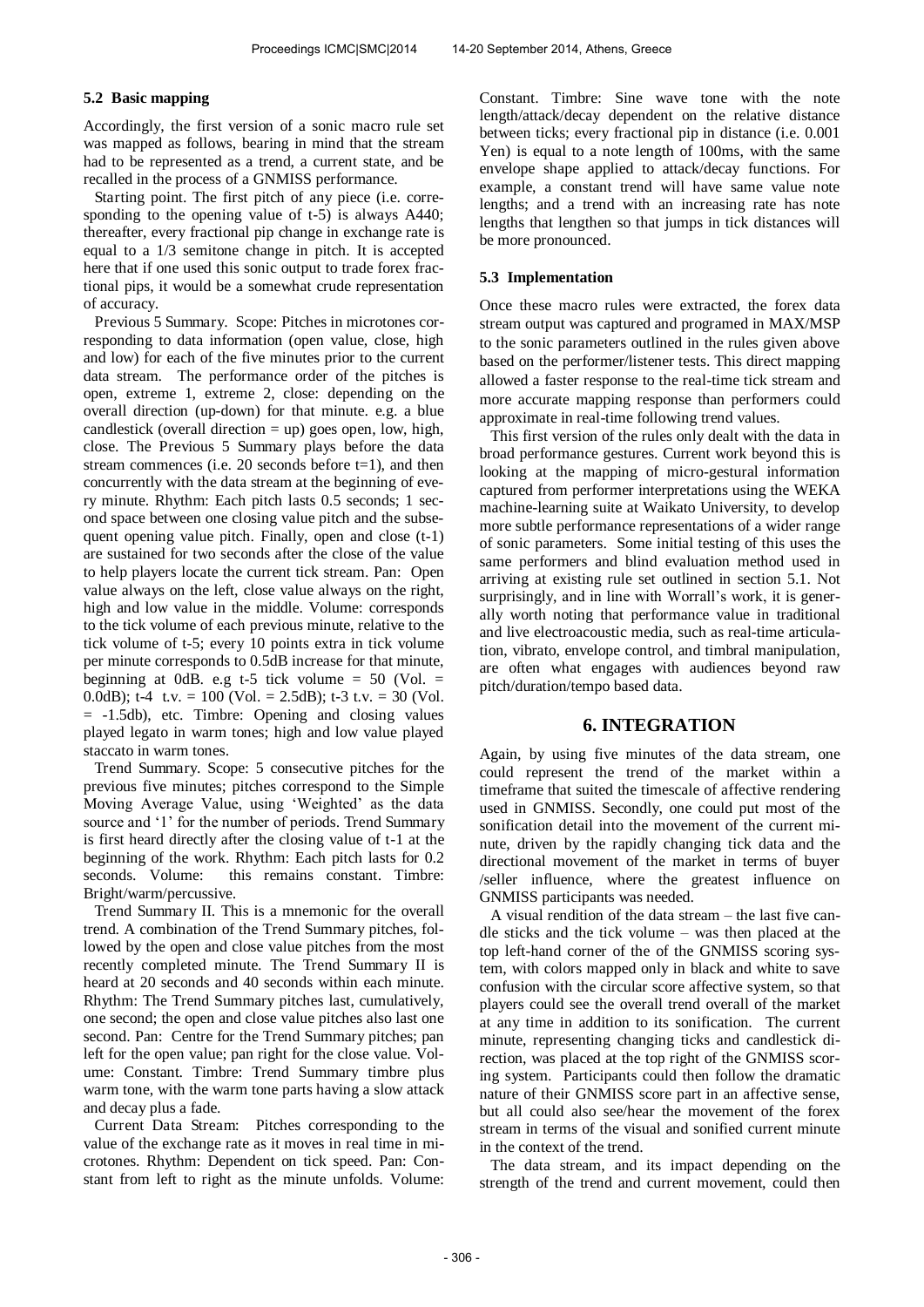### 5.2 Basic mapping

Accordingly, the first version of a sonic macro rule set was mapped as follows, bearing in mind that the stream had to be represented as a trend, a current state, and be recalled in the process of a GNMISS performance.

Starting point. The first pitch of any piece (i.e. corresponding to the opening value of t-5) is always A440; thereafter, every fractional pip change in exchange rate is equal to a 1/3 semitone change in pitch. It is accepted here that if one used this sonic output to trade forex fractional pips, it would be a somewhat crude representation of accuracy.

Previous 5 Summary. Scope: Pitches in microtones corresponding to data information (open value, close, high and low) for each of the five minutes prior to the current data stream. The performance order of the pitches is open, extreme 1, extreme 2, close: depending on the overall direction (up-down) for that minute. e.g. a blue candlestick (overall direction = up) goes open, low, high, close. The Previous 5 Summary plays before the data stream commences (i.e. 20 seconds before t=1), and then concurrently with the data stream at the beginning of every minute. Rhythm: Each pitch lasts 0.5 seconds; 1 second space between one closing value pitch and the subsequent opening value pitch. Finally, open and close (t-1) are sustained for two seconds after the close of the value to help players locate the current tick stream. Pan: Open value always on the left, close value always on the right, high and low value in the middle. Volume: corresponds to the tick volume of each previous minute, relative to the tick volume of t-5; every 10 points extra in tick volume per minute corresponds to 0.5dB increase for that minute, beginning at 0dB. e.g t-5 tick volume = 50 (Vol. = 0.0dB); t-4 t.v. = 100 (Vol. = 2.5dB); t-3 t.v. = 30 (Vol. = -1.5db), etc. Timbre: Opening and closing values played legato in warm tones; high and low value played staccato in warm tones.

Trend Summary. Scope: 5 consecutive pitches for the previous five minutes; pitches correspond to the Simple Moving Average Value, using 'Weighted' as the data source and '1' for the number of periods. Trend Summary is first heard directly after the closing value of t-1 at the beginning of the work. Rhythm: Each pitch lasts for 0.2 seconds. Volume: this remains constant. Timbre: Bright/warm/percussive.

Trend Summary II. This is a mnemonic for the overall trend. A combination of the Trend Summary pitches, followed by the open and close value pitches from the most recently completed minute. The Trend Summary II is heard at 20 seconds and 40 seconds within each minute. Rhythm: The Trend Summary pitches last, cumulatively, one second; the open and close value pitches also last one second. Pan: Centre for the Trend Summary pitches; pan left for the open value; pan right for the close value. Volume: Constant. Timbre: Trend Summary timbre plus warm tone, with the warm tone parts having a slow attack and decay plus a fade.

Current Data Stream: Pitches corresponding to the value of the exchange rate as it moves in real time in microtones. Rhythm: Dependent on tick speed. Pan: Constant from left to right as the minute unfolds. Volume: Constant. Timbre: Sine wave tone with the note length/attack/decay dependent on the relative distance between ticks; every fractional pip in distance (i.e. 0.001 Yen) is equal to a note length of 100ms, with the same envelope shape applied to attack/decay functions. For example, a constant trend will have same value note lengths; and a trend with an increasing rate has note lengths that lengthen so that jumps in tick distances will be more pronounced.

### 5.3 Implementation

Once these macro rules were extracted, the forex data stream output was captured and programed in MAX/MSP to the sonic parameters outlined in the rules given above based on the performer/listener tests. This direct mapping allowed a faster response to the real-time tick stream and more accurate mapping response than performers could approximate in real-time following trend values.

This first version of the rules only dealt with the data in broad performance gestures. Current work beyond this is looking at the mapping of micro-gestural information captured from performer interpretations using the WEKA machine-learning suite at Waikato University, to develop more subtle performance representations of a wider range of sonic parameters. Some initial testing of this uses the same performers and blind evaluation method used in arriving at existing rule set outlined in section 5.1. Not surprisingly, and in line with Worrall's work, it is generally worth noting that performance value in traditional and live electroacoustic media, such as real-time articulation, vibrato, envelope control, and timbral manipulation, are often what engages with audiences beyond raw pitch/duration/tempo based data.

## 6. INTEGRATION

Again, by using five minutes of the data stream, one could represent the trend of the market within a timeframe that suited the timescale of affective rendering used in GNMISS. Secondly, one could put most of the sonification detail into the movement of the current minute, driven by the rapidly changing tick data and the directional movement of the market in terms of buyer /seller influence, where the greatest influence on GNMISS participants was needed.

A visual rendition of the data stream – the last five candle sticks and the tick volume – was then placed at the top left-hand corner of the of the GNMISS scoring system, with colors mapped only in black and white to save confusion with the circular score affective system, so that players could see the overall trend overall of the market at any time in addition to its sonification. The current minute, representing changing ticks and candlestick direction, was placed at the top right of the GNMISS scoring system. Participants could then follow the dramatic nature of their GNMISS score part in an affective sense, but all could also see/hear the movement of the forex stream in terms of the visual and sonified current minute in the context of the trend.

The data stream, and its impact depending on the strength of the trend and current movement, could then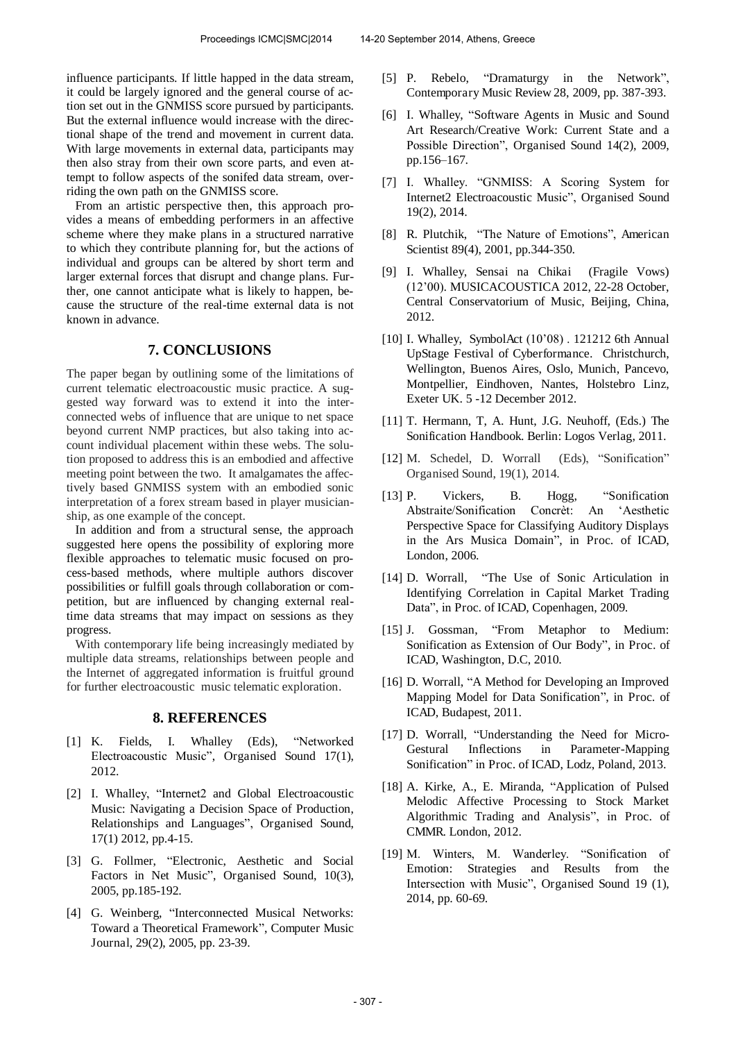influence participants. If little happed in the data stream, it could be largely ignored and the general course of action set out in the GNMISS score pursued by participants. But the external influence would increase with the directional shape of the trend and movement in current data. With large movements in external data, participants may then also stray from their own score parts, and even attempt to follow aspects of the sonifed data stream, overriding the own path on the GNMISS score.

From an artistic perspective then, this approach provides a means of embedding performers in an affective scheme where they make plans in a structured narrative to which they contribute planning for, but the actions of individual and groups can be altered by short term and larger external forces that disrupt and change plans. Further, one cannot anticipate what is likely to happen, because the structure of the real-time external data is not known in advance.

## 7. CONCLUSIONS

The paper began by outlining some of the limitations of current telematic electroacoustic music practice. A suggested way forward was to extend it into the interconnected webs of influence that are unique to net space beyond current NMP practices, but also taking into account individual placement within these webs. The solution proposed to address this is an embodied and affective meeting point between the two. It amalgamates the affectively based GNMISS system with an embodied sonic interpretation of a forex stream based in player musicianship, as one example of the concept.

In addition and from a structural sense, the approach suggested here opens the possibility of exploring more flexible approaches to telematic music focused on process-based methods, where multiple authors discover possibilities or fulfill goals through collaboration or competition, but are influenced by changing external real-time data streams that may impact on sessions as they progress.

With contemporary life being increasingly mediated by multiple data streams, relationships between people and the Internet of aggregated information is fruitful ground for further electroacoustic music telematic exploration.

## 8. REFERENCES

[1] K. Fields, I. Whalley (Eds), "Networked Electroacoustic Music", Organised Sound 17(1), 2012.

[2] I. Whalley, "Internet2 and Global Electroacoustic Music: Navigating a Decision Space of Production, Relationships and Languages", Organised Sound, 17(1) 2012, pp.4-15.

[3] G. Follmer, "Electronic, Aesthetic and Social Factors in Net Music", Organised Sound, 10(3), 2005, pp.185-192.

[4] G. Weinberg, "Interconnected Musical Networks: Toward a Theoretical Framework", Computer Music Journal, 29(2), 2005, pp. 23-39.

[5] P. Rebelo, "Dramaturgy in the Network", Contemporary Music Review 28, 2009, pp. 387-393.

[6] I. Whalley, "Software Agents in Music and Sound Art Research/Creative Work: Current State and a Possible Direction", Organised Sound 14(2), 2009, pp.156–167.

[7] I. Whalley. "GNMISS: A Scoring System for Internet2 Electroacoustic Music", Organised Sound 19(2), 2014.

[8] R. Plutchik, "The Nature of Emotions", American Scientist 89(4), 2001, pp.344-350.

[9] I. Whalley, Sensai na Chikai (Fragile Vows) (12'00). MUSICACOUSTICA 2012, 22-28 October, Central Conservatorium of Music, Beijing, China, 2012.

[10] I. Whalley, SymbolAct (10'08) . 121212 6th Annual UpStage Festival of Cyberformance. Christchurch, Wellington, Buenos Aires, Oslo, Munich, Pancevo, Montpellier, Eindhoven, Nantes, Holstebro Linz, Exeter UK. 5 -12 December 2012.

[11] T. Hermann, T, A. Hunt, J.G. Neuhoff, (Eds.) The Sonification Handbook. Berlin: Logos Verlag, 2011.

[12] M. Schedel, D. Worrall (Eds), "Sonification" Organised Sound, 19(1), 2014.

[13] P. Vickers, B. Hogg, "Sonification Abstraite/Sonification Concrèt: An 'Aesthetic Perspective Space for Classifying Auditory Displays in the Ars Musica Domain", in Proc. of ICAD, London, 2006.

[14] D. Worrall, "The Use of Sonic Articulation in Identifying Correlation in Capital Market Trading Data", in Proc. of ICAD, Copenhagen, 2009.

[15] J. Gossman, "From Metaphor to Medium: Sonification as Extension of Our Body", in Proc. of ICAD, Washington, D.C, 2010.

[16] D. Worrall, "A Method for Developing an Improved Mapping Model for Data Sonification", in Proc. of ICAD, Budapest, 2011.

[17] D. Worrall, "Understanding the Need for Micro-Gestural Inflections in Parameter-Mapping Sonification" in Proc. of ICAD, Lodz, Poland, 2013.

[18] A. Kirke, A., E. Miranda, "Application of Pulsed Melodic Affective Processing to Stock Market Algorithmic Trading and Analysis", in Proc. of CMMR. London, 2012.

[19] M. Winters, M. Wanderley. "Sonification of Emotion: Strategies and Results from the Intersection with Music", Organised Sound 19 (1), 2014, pp. 60-69.